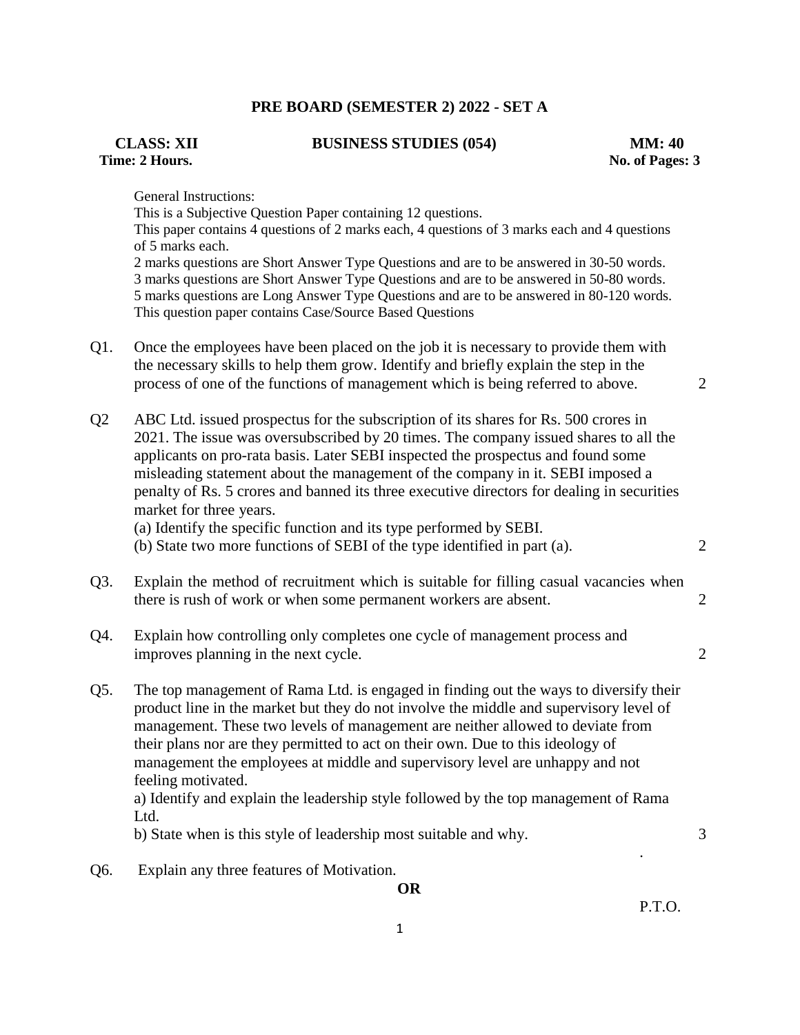# PRE BOARD (SEMESTER 2) 2022 - SET A

**CLASS: XII** | **BUSINESS STUDIES (054)** | **MM: 40**

**Time: 2 Hours.** | **No. of Pages: 3**

General Instructions:
This is a Subjective Question Paper containing 12 questions.
This paper contains 4 questions of 2 marks each, 4 questions of 3 marks each and 4 questions of 5 marks each.
2 marks questions are Short Answer Type Questions and are to be answered in 30-50 words.
3 marks questions are Short Answer Type Questions and are to be answered in 50-80 words.
5 marks questions are Long Answer Type Questions and are to be answered in 80-120 words.
This question paper contains Case/Source Based Questions

Q1. Once the employees have been placed on the job it is necessary to provide them with the necessary skills to help them grow. Identify and briefly explain the step in the process of one of the functions of management which is being referred to above. **2**

Q2 ABC Ltd. issued prospectus for the subscription of its shares for Rs. 500 crores in 2021. The issue was oversubscribed by 20 times. The company issued shares to all the applicants on pro-rata basis. Later SEBI inspected the prospectus and found some misleading statement about the management of the company in it. SEBI imposed a penalty of Rs. 5 crores and banned its three executive directors for dealing in securities market for three years.
(a) Identify the specific function and its type performed by SEBI.
(b) State two more functions of SEBI of the type identified in part (a). **2**

Q3. Explain the method of recruitment which is suitable for filling casual vacancies when there is rush of work or when some permanent workers are absent. **2**

Q4. Explain how controlling only completes one cycle of management process and improves planning in the next cycle. **2**

Q5. The top management of Rama Ltd. is engaged in finding out the ways to diversify their product line in the market but they do not involve the middle and supervisory level of management. These two levels of management are neither allowed to deviate from their plans nor are they permitted to act on their own. Due to this ideology of management the employees at middle and supervisory level are unhappy and not feeling motivated.
a) Identify and explain the leadership style followed by the top management of Rama Ltd.
b) State when is this style of leadership most suitable and why. **3**

Q6. Explain any three features of Motivation.

**OR**

P.T.O.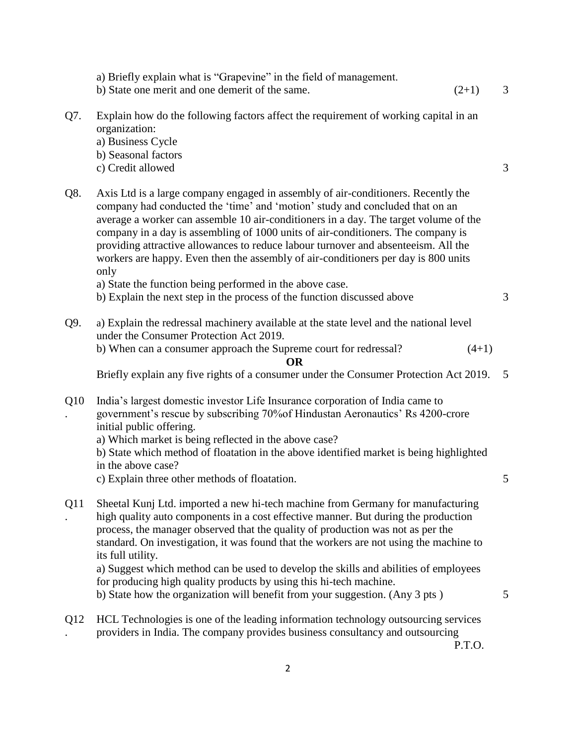a) Briefly explain what is "Grapevine" in the field of management.

b) State one merit and one demerit of the same. (2+1) 3

**Q7.** Explain how do the following factors affect the requirement of working capital in an organization:

a) Business Cycle

b) Seasonal factors

c) Credit allowed 3

**Q8.** Axis Ltd is a large company engaged in assembly of air-conditioners. Recently the company had conducted the 'time' and 'motion' study and concluded that on an average a worker can assemble 10 air-conditioners in a day. The target volume of the company in a day is assembling of 1000 units of air-conditioners. The company is providing attractive allowances to reduce labour turnover and absenteeism. All the workers are happy. Even then the assembly of air-conditioners per day is 800 units only

a) State the function being performed in the above case.

b) Explain the next step in the process of the function discussed above 3

**Q9.** a) Explain the redressal machinery available at the state level and the national level under the Consumer Protection Act 2019.

b) When can a consumer approach the Supreme court for redressal? (4+1)

**OR**

Briefly explain any five rights of a consumer under the Consumer Protection Act 2019. 5

**Q10.** India's largest domestic investor Life Insurance corporation of India came to government's rescue by subscribing 70%of Hindustan Aeronautics' Rs 4200-crore initial public offering.

a) Which market is being reflected in the above case?

b) State which method of floatation in the above identified market is being highlighted in the above case?

c) Explain three other methods of floatation. 5

**Q11.** Sheetal Kunj Ltd. imported a new hi-tech machine from Germany for manufacturing high quality auto components in a cost effective manner. But during the production process, the manager observed that the quality of production was not as per the standard. On investigation, it was found that the workers are not using the machine to its full utility.

a) Suggest which method can be used to develop the skills and abilities of employees for producing high quality products by using this hi-tech machine.

b) State how the organization will benefit from your suggestion. (Any 3 pts ) 5

**Q12.** HCL Technologies is one of the leading information technology outsourcing services providers in India. The company provides business consultancy and outsourcing

P.T.O.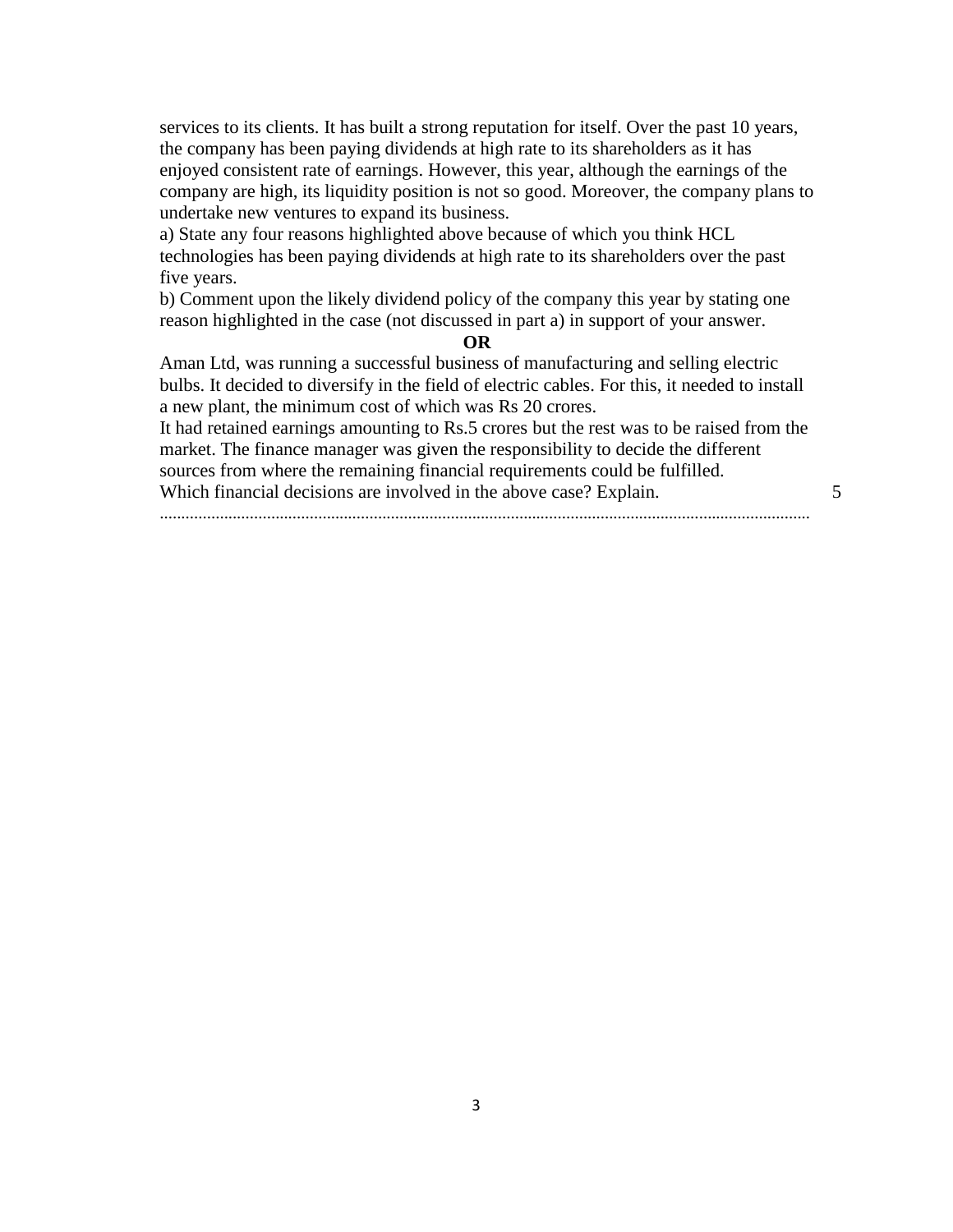services to its clients. It has built a strong reputation for itself. Over the past 10 years, the company has been paying dividends at high rate to its shareholders as it has enjoyed consistent rate of earnings. However, this year, although the earnings of the company are high, its liquidity position is not so good. Moreover, the company plans to undertake new ventures to expand its business.

a) State any four reasons highlighted above because of which you think HCL technologies has been paying dividends at high rate to its shareholders over the past five years.

b) Comment upon the likely dividend policy of the company this year by stating one reason highlighted in the case (not discussed in part a) in support of your answer.

**OR**

Aman Ltd, was running a successful business of manufacturing and selling electric bulbs. It decided to diversify in the field of electric cables. For this, it needed to install a new plant, the minimum cost of which was Rs 20 crores.

It had retained earnings amounting to Rs.5 crores but the rest was to be raised from the market. The finance manager was given the responsibility to decide the different sources from where the remaining financial requirements could be fulfilled.

Which financial decisions are involved in the above case? Explain. 5

.......................................................................................................................................................